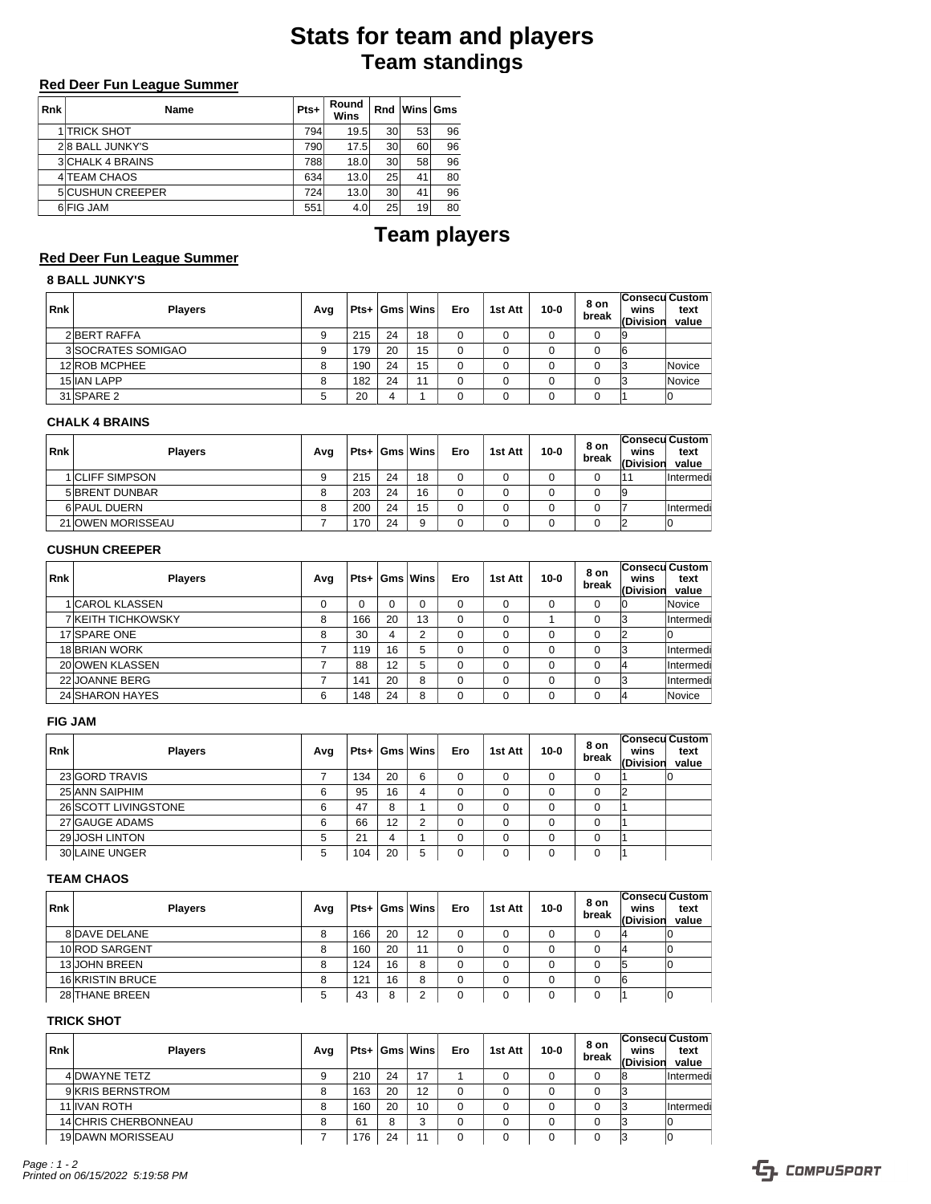# Stats for team and players

## Team standings

**Red Deer Fun League Summer**

| Rnk | Name | Pts+ | Round Wins | Rnd | Wins | Gms |
|---|---|---|---|---|---|---|
| 1 | TRICK SHOT | 794 | 19.5 | 30 | 53 | 96 |
| 2 | 8 BALL JUNKY'S | 790 | 17.5 | 30 | 60 | 96 |
| 3 | CHALK 4 BRAINS | 788 | 18.0 | 30 | 58 | 96 |
| 4 | TEAM CHAOS | 634 | 13.0 | 25 | 41 | 80 |
| 5 | CUSHUN CREEPER | 724 | 13.0 | 30 | 41 | 96 |
| 6 | FIG JAM | 551 | 4.0 | 25 | 19 | 80 |

## Team players

**Red Deer Fun League Summer**

### 8 BALL JUNKY'S

| Rnk | Players | Avg | Pts+ | Gms | Wins | Ero | 1st Att | 10-0 | 8 on break | Consecu wins (Division | Custom text value |
|---|---|---|---|---|---|---|---|---|---|---|---|
| 2 | BERT RAFFA | 9 | 215 | 24 | 18 | 0 | 0 | 0 | 0 | 9 | |
| 3 | SOCRATES SOMIGAO | 9 | 179 | 20 | 15 | 0 | 0 | 0 | 0 | 6 | |
| 12 | ROB MCPHEE | 8 | 190 | 24 | 15 | 0 | 0 | 0 | 0 | 3 | Novice |
| 15 | IAN LAPP | 8 | 182 | 24 | 11 | 0 | 0 | 0 | 0 | 3 | Novice |
| 31 | SPARE 2 | 5 | 20 | 4 | 1 | 0 | 0 | 0 | 0 | 1 | 0 |

### CHALK 4 BRAINS

| Rnk | Players | Avg | Pts+ | Gms | Wins | Ero | 1st Att | 10-0 | 8 on break | Consecu wins (Division | Custom text value |
|---|---|---|---|---|---|---|---|---|---|---|---|
| 1 | CLIFF SIMPSON | 9 | 215 | 24 | 18 | 0 | 0 | 0 | 0 | 11 | Intermedi |
| 5 | BRENT DUNBAR | 8 | 203 | 24 | 16 | 0 | 0 | 0 | 0 | 9 | |
| 6 | PAUL DUERN | 8 | 200 | 24 | 15 | 0 | 0 | 0 | 0 | 7 | Intermedi |
| 21 | OWEN MORISSEAU | 7 | 170 | 24 | 9 | 0 | 0 | 0 | 0 | 2 | 0 |

### CUSHUN CREEPER

| Rnk | Players | Avg | Pts+ | Gms | Wins | Ero | 1st Att | 10-0 | 8 on break | Consecu wins (Division | Custom text value |
|---|---|---|---|---|---|---|---|---|---|---|---|
| 1 | CAROL KLASSEN | 0 | 0 | 0 | 0 | 0 | 0 | 0 | 0 | 0 | Novice |
| 7 | KEITH TICHKOWSKY | 8 | 166 | 20 | 13 | 0 | 0 | 1 | 0 | 3 | Intermedi |
| 17 | SPARE ONE | 8 | 30 | 4 | 2 | 0 | 0 | 0 | 0 | 2 | 0 |
| 18 | BRIAN WORK | 7 | 119 | 16 | 5 | 0 | 0 | 0 | 0 | 3 | Intermedi |
| 20 | OWEN KLASSEN | 7 | 88 | 12 | 5 | 0 | 0 | 0 | 0 | 4 | Intermedi |
| 22 | JOANNE BERG | 7 | 141 | 20 | 8 | 0 | 0 | 0 | 0 | 3 | Intermedi |
| 24 | SHARON HAYES | 6 | 148 | 24 | 8 | 0 | 0 | 0 | 0 | 4 | Novice |

### FIG JAM

| Rnk | Players | Avg | Pts+ | Gms | Wins | Ero | 1st Att | 10-0 | 8 on break | Consecu wins (Division | Custom text value |
|---|---|---|---|---|---|---|---|---|---|---|---|
| 23 | GORD TRAVIS | 7 | 134 | 20 | 6 | 0 | 0 | 0 | 0 | 1 | 0 |
| 25 | ANN SAIPHIM | 6 | 95 | 16 | 4 | 0 | 0 | 0 | 0 | 2 | |
| 26 | SCOTT LIVINGSTONE | 6 | 47 | 8 | 1 | 0 | 0 | 0 | 0 | 1 | |
| 27 | GAUGE ADAMS | 6 | 66 | 12 | 2 | 0 | 0 | 0 | 0 | 1 | |
| 29 | JOSH LINTON | 5 | 21 | 4 | 1 | 0 | 0 | 0 | 0 | 1 | |
| 30 | LAINE UNGER | 5 | 104 | 20 | 5 | 0 | 0 | 0 | 0 | 1 | |

### TEAM CHAOS

| Rnk | Players | Avg | Pts+ | Gms | Wins | Ero | 1st Att | 10-0 | 8 on break | Consecu wins (Division | Custom text value |
|---|---|---|---|---|---|---|---|---|---|---|---|
| 8 | DAVE DELANE | 8 | 166 | 20 | 12 | 0 | 0 | 0 | 0 | 4 | 0 |
| 10 | ROD SARGENT | 8 | 160 | 20 | 11 | 0 | 0 | 0 | 0 | 4 | 0 |
| 13 | JOHN BREEN | 8 | 124 | 16 | 8 | 0 | 0 | 0 | 0 | 5 | 0 |
| 16 | KRISTIN BRUCE | 8 | 121 | 16 | 8 | 0 | 0 | 0 | 0 | 6 | |
| 28 | THANE BREEN | 5 | 43 | 8 | 2 | 0 | 0 | 0 | 0 | 1 | 0 |

### TRICK SHOT

| Rnk | Players | Avg | Pts+ | Gms | Wins | Ero | 1st Att | 10-0 | 8 on break | Consecu wins (Division | Custom text value |
|---|---|---|---|---|---|---|---|---|---|---|---|
| 4 | DWAYNE TETZ | 9 | 210 | 24 | 17 | 1 | 0 | 0 | 0 | 8 | Intermedi |
| 9 | KRIS BERNSTROM | 8 | 163 | 20 | 12 | 0 | 0 | 0 | 0 | 3 | |
| 11 | IVAN ROTH | 8 | 160 | 20 | 10 | 0 | 0 | 0 | 0 | 3 | Intermedi |
| 14 | CHRIS CHERBONNEAU | 8 | 61 | 8 | 3 | 0 | 0 | 0 | 0 | 3 | 0 |
| 19 | DAWN MORISSEAU | 7 | 176 | 24 | 11 | 0 | 0 | 0 | 0 | 3 | 0 |

*Printed on 06/15/2022 5:19:58 PM*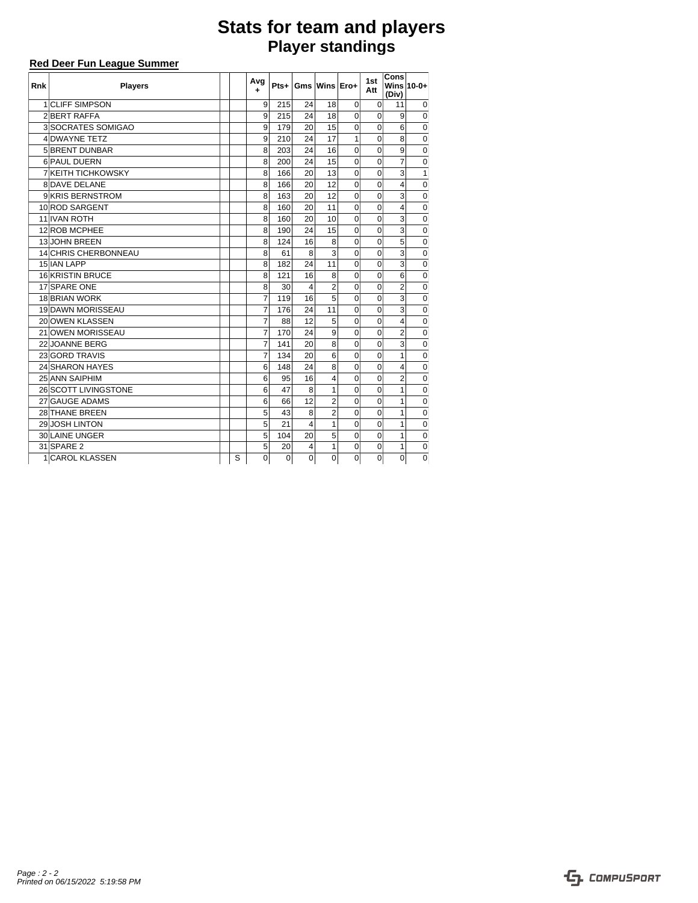# Stats for team and players

## Player standings

**Red Deer Fun League Summer**

| Rnk | Players | | | Avg + | Pts+ | Gms | Wins | Ero+ | 1st Att | Cons Wins (Div) | 10-0+ |
|---|---|---|---|---|---|---|---|---|---|---|---|
| 1 | CLIFF SIMPSON | | | 9 | 215 | 24 | 18 | 0 | 0 | 11 | 0 |
| 2 | BERT RAFFA | | | 9 | 215 | 24 | 18 | 0 | 0 | 9 | 0 |
| 3 | SOCRATES SOMIGAO | | | 9 | 179 | 20 | 15 | 0 | 0 | 6 | 0 |
| 4 | DWAYNE TETZ | | | 9 | 210 | 24 | 17 | 1 | 0 | 8 | 0 |
| 5 | BRENT DUNBAR | | | 8 | 203 | 24 | 16 | 0 | 0 | 9 | 0 |
| 6 | PAUL DUERN | | | 8 | 200 | 24 | 15 | 0 | 0 | 7 | 0 |
| 7 | KEITH TICHKOWSKY | | | 8 | 166 | 20 | 13 | 0 | 0 | 3 | 1 |
| 8 | DAVE DELANE | | | 8 | 166 | 20 | 12 | 0 | 0 | 4 | 0 |
| 9 | KRIS BERNSTROM | | | 8 | 163 | 20 | 12 | 0 | 0 | 3 | 0 |
| 10 | ROD SARGENT | | | 8 | 160 | 20 | 11 | 0 | 0 | 4 | 0 |
| 11 | IVAN ROTH | | | 8 | 160 | 20 | 10 | 0 | 0 | 3 | 0 |
| 12 | ROB MCPHEE | | | 8 | 190 | 24 | 15 | 0 | 0 | 3 | 0 |
| 13 | JOHN BREEN | | | 8 | 124 | 16 | 8 | 0 | 0 | 5 | 0 |
| 14 | CHRIS CHERBONNEAU | | | 8 | 61 | 8 | 3 | 0 | 0 | 3 | 0 |
| 15 | IAN LAPP | | | 8 | 182 | 24 | 11 | 0 | 0 | 3 | 0 |
| 16 | KRISTIN BRUCE | | | 8 | 121 | 16 | 8 | 0 | 0 | 6 | 0 |
| 17 | SPARE ONE | | | 8 | 30 | 4 | 2 | 0 | 0 | 2 | 0 |
| 18 | BRIAN WORK | | | 7 | 119 | 16 | 5 | 0 | 0 | 3 | 0 |
| 19 | DAWN MORISSEAU | | | 7 | 176 | 24 | 11 | 0 | 0 | 3 | 0 |
| 20 | OWEN KLASSEN | | | 7 | 88 | 12 | 5 | 0 | 0 | 4 | 0 |
| 21 | OWEN MORISSEAU | | | 7 | 170 | 24 | 9 | 0 | 0 | 2 | 0 |
| 22 | JOANNE BERG | | | 7 | 141 | 20 | 8 | 0 | 0 | 3 | 0 |
| 23 | GORD TRAVIS | | | 7 | 134 | 20 | 6 | 0 | 0 | 1 | 0 |
| 24 | SHARON HAYES | | | 6 | 148 | 24 | 8 | 0 | 0 | 4 | 0 |
| 25 | ANN SAIPHIM | | | 6 | 95 | 16 | 4 | 0 | 0 | 2 | 0 |
| 26 | SCOTT LIVINGSTONE | | | 6 | 47 | 8 | 1 | 0 | 0 | 1 | 0 |
| 27 | GAUGE ADAMS | | | 6 | 66 | 12 | 2 | 0 | 0 | 1 | 0 |
| 28 | THANE BREEN | | | 5 | 43 | 8 | 2 | 0 | 0 | 1 | 0 |
| 29 | JOSH LINTON | | | 5 | 21 | 4 | 1 | 0 | 0 | 1 | 0 |
| 30 | LAINE UNGER | | | 5 | 104 | 20 | 5 | 0 | 0 | 1 | 0 |
| 31 | SPARE 2 | | | 5 | 20 | 4 | 1 | 0 | 0 | 1 | 0 |
| 1 | CAROL KLASSEN | | S | 0 | 0 | 0 | 0 | 0 | 0 | 0 | 0 |

*Printed on 06/15/2022 5:19:58 PM*

COMPUSPORT